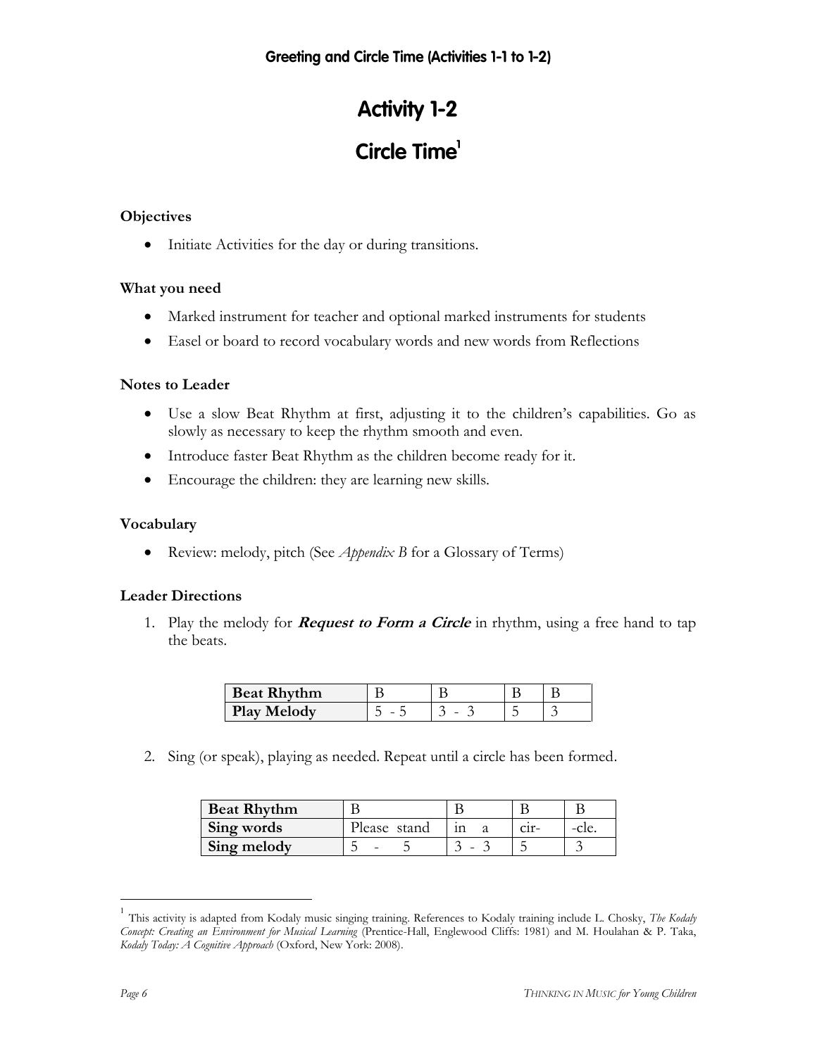# Activity 1-2

## Circle Time[1]

### Objectives

- Initiate Activities for the day or during transitions.

### What you need

- Marked instrument for teacher and optional marked instruments for students
- Easel or board to record vocabulary words and new words from Reflections

### Notes to Leader

- Use a slow Beat Rhythm at first, adjusting it to the children's capabilities. Go as slowly as necessary to keep the rhythm smooth and even.
- Introduce faster Beat Rhythm as the children become ready for it.
- Encourage the children: they are learning new skills.

### Vocabulary

- Review: melody, pitch (See *Appendix B* for a Glossary of Terms)

### Leader Directions

1. Play the melody for ***Request to Form a Circle*** in rhythm, using a free hand to tap the beats.

| Beat Rhythm | B | B | B | B |
|---|---|---|---|---|
| Play Melody | 5 - 5 | 3 - 3 | 5 | 3 |

2. Sing (or speak), playing as needed. Repeat until a circle has been formed.

| Beat Rhythm | B | B | B | B |
|---|---|---|---|---|
| Sing words | Please stand | in a | cir- | -cle. |
| Sing melody | 5 - 5 | 3 - 3 | 5 | 3 |

---

[1] This activity is adapted from Kodaly music singing training. References to Kodaly training include L. Chosky, *The Kodaly Concept: Creating an Environment for Musical Learning* (Prentice-Hall, Englewood Cliffs: 1981) and M. Houlahan & P. Taka, *Kodaly Today: A Cognitive Approach* (Oxford, New York: 2008).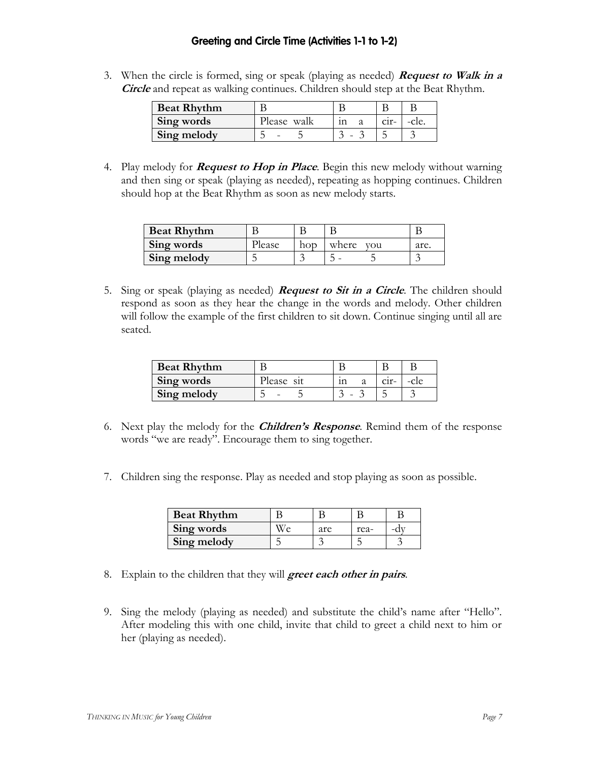## Greeting and Circle Time (Activities 1-1 to 1-2)

3. When the circle is formed, sing or speak (playing as needed) ***Request to Walk in a Circle*** and repeat as walking continues. Children should step at the Beat Rhythm.

| **Beat Rhythm** | B | B | B | B |
|---|---|---|---|---|
| **Sing words** | Please walk | in a | cir- | -cle. |
| **Sing melody** | 5 - 5 | 3 - 3 | 5 | 3 |

4. Play melody for ***Request to Hop in Place***. Begin this new melody without warning and then sing or speak (playing as needed), repeating as hopping continues. Children should hop at the Beat Rhythm as soon as new melody starts.

| **Beat Rhythm** | B | B | B | B |
|---|---|---|---|---|
| **Sing words** | Please | hop | where you | are. |
| **Sing melody** | 5 | 3 | 5 - 5 | 3 |

5. Sing or speak (playing as needed) ***Request to Sit in a Circle***. The children should respond as soon as they hear the change in the words and melody. Other children will follow the example of the first children to sit down. Continue singing until all are seated.

| **Beat Rhythm** | B | B | B | B |
|---|---|---|---|---|
| **Sing words** | Please sit | in a | cir- | -cle |
| **Sing melody** | 5 - 5 | 3 - 3 | 5 | 3 |

6. Next play the melody for the ***Children's Response***. Remind them of the response words "we are ready". Encourage them to sing together.

7. Children sing the response. Play as needed and stop playing as soon as possible.

| **Beat Rhythm** | B | B | B | B |
|---|---|---|---|---|
| **Sing words** | We | are | rea- | -dy |
| **Sing melody** | 5 | 3 | 5 | 3 |

8. Explain to the children that they will ***greet each other in pairs***.

9. Sing the melody (playing as needed) and substitute the child's name after "Hello". After modeling this with one child, invite that child to greet a child next to him or her (playing as needed).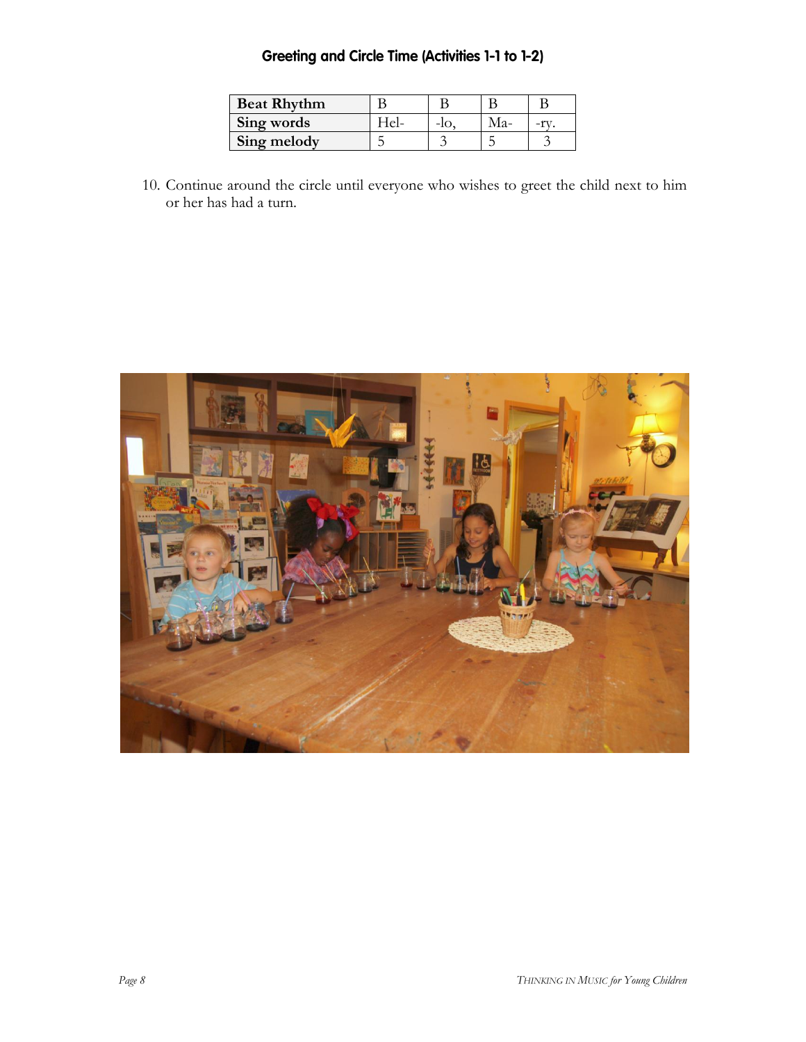### Greeting and Circle Time (Activities 1-1 to 1-2)

| | | | | |
|---|---|---|---|---|
| **Beat Rhythm** | B | B | B | B |
| **Sing words** | Hel- | -lo, | Ma- | -ry. |
| **Sing melody** | 5 | 3 | 5 | 3 |

10. Continue around the circle until everyone who wishes to greet the child next to him or her has had a turn.